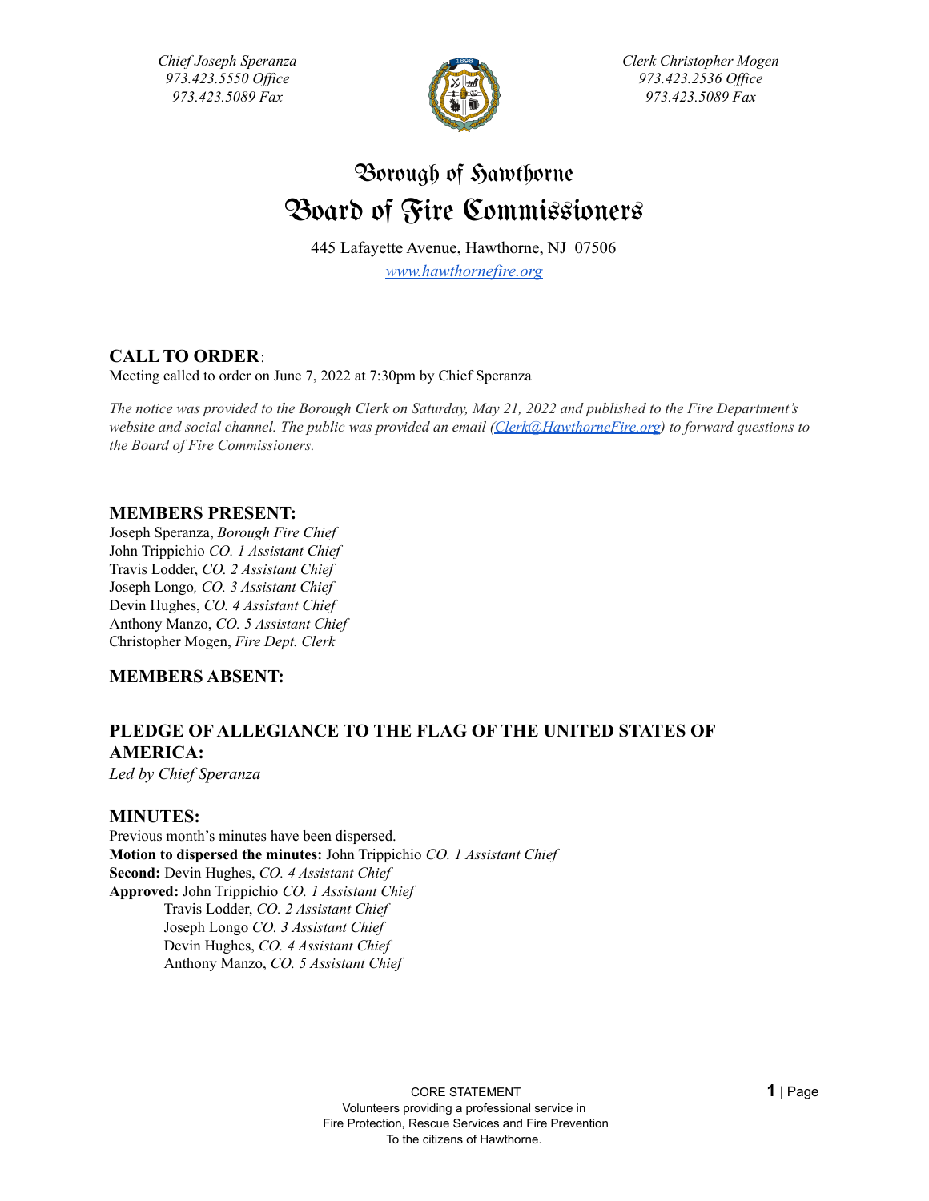*Chief Joseph Speranza*
*973.423.5550 Office*
*973.423.5089 Fax*

*Clerk Christopher Mogen*
*973.423.2536 Office*
*973.423.5089 Fax*

# Borough of Hawthorne
# Board of Fire Commissioners

445 Lafayette Avenue, Hawthorne, NJ 07506
*www.hawthornefire.org*

## CALL TO ORDER:

Meeting called to order on June 7, 2022 at 7:30pm by Chief Speranza

*The notice was provided to the Borough Clerk on Saturday, May 21, 2022 and published to the Fire Department's website and social channel. The public was provided an email (Clerk@HawthorneFire.org) to forward questions to the Board of Fire Commissioners.*

## MEMBERS PRESENT:

Joseph Speranza, *Borough Fire Chief*
John Trippichio *CO. 1 Assistant Chief*
Travis Lodder, *CO. 2 Assistant Chief*
Joseph Longo*, CO. 3 Assistant Chief*
Devin Hughes, *CO. 4 Assistant Chief*
Anthony Manzo, *CO. 5 Assistant Chief*
Christopher Mogen, *Fire Dept. Clerk*

## MEMBERS ABSENT:

## PLEDGE OF ALLEGIANCE TO THE FLAG OF THE UNITED STATES OF AMERICA:

*Led by Chief Speranza*

## MINUTES:

Previous month's minutes have been dispersed.
**Motion to dispersed the minutes:** John Trippichio *CO. 1 Assistant Chief*
**Second:** Devin Hughes, *CO. 4 Assistant Chief*
**Approved:** John Trippichio *CO. 1 Assistant Chief*
Travis Lodder, *CO. 2 Assistant Chief*
Joseph Longo *CO. 3 Assistant Chief*
Devin Hughes, *CO. 4 Assistant Chief*
Anthony Manzo, *CO. 5 Assistant Chief*

CORE STATEMENT
Volunteers providing a professional service in
Fire Protection, Rescue Services and Fire Prevention
To the citizens of Hawthorne.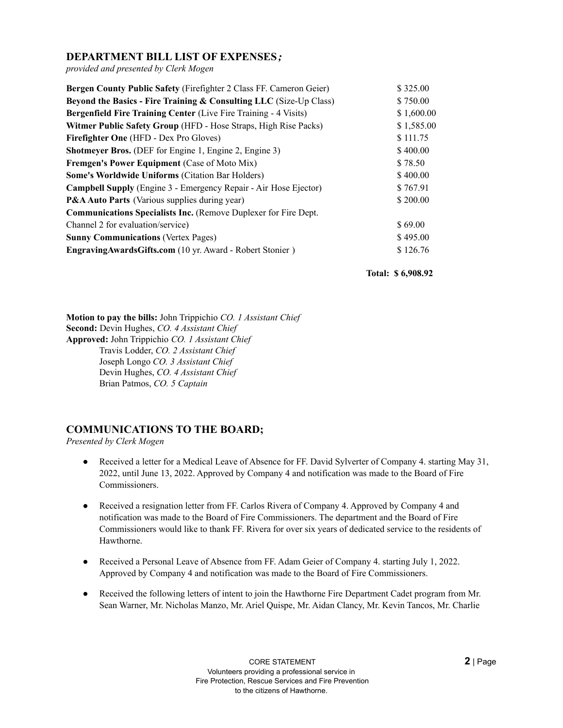## DEPARTMENT BILL LIST OF EXPENSES;

*provided and presented by Clerk Mogen*

| | |
|---|---|
| **Bergen County Public Safety** (Firefighter 2 Class FF. Cameron Geier) | $ 325.00 |
| **Beyond the Basics - Fire Training & Consulting LLC** (Size-Up Class) | $ 750.00 |
| **Bergenfield Fire Training Center** (Live Fire Training - 4 Visits) | $ 1,600.00 |
| **Witmer Public Safety Group** (HFD - Hose Straps, High Rise Packs) | $ 1,585.00 |
| **Firefighter One** (HFD - Dex Pro Gloves) | $ 111.75 |
| **Shotmeyer Bros.** (DEF for Engine 1, Engine 2, Engine 3) | $ 400.00 |
| **Fremgen's Power Equipment** (Case of Moto Mix) | $ 78.50 |
| **Some's Worldwide Uniforms** (Citation Bar Holders) | $ 400.00 |
| **Campbell Supply** (Engine 3 - Emergency Repair - Air Hose Ejector) | $ 767.91 |
| **P&A Auto Parts** (Various supplies during year) | $ 200.00 |
| **Communications Specialists Inc.** (Remove Duplexer for Fire Dept. Channel 2 for evaluation/service) | $ 69.00 |
| **Sunny Communications** (Vertex Pages) | $ 495.00 |
| **EngravingAwardsGifts.com** (10 yr. Award - Robert Stonier ) | $ 126.76 |
| | **Total: $ 6,908.92** |

**Motion to pay the bills:** John Trippichio *CO. 1 Assistant Chief*
**Second:** Devin Hughes, *CO. 4 Assistant Chief*
**Approved:** John Trippichio *CO. 1 Assistant Chief*
Travis Lodder, *CO. 2 Assistant Chief*
Joseph Longo *CO. 3 Assistant Chief*
Devin Hughes, *CO. 4 Assistant Chief*
Brian Patmos, *CO. 5 Captain*

## COMMUNICATIONS TO THE BOARD;

*Presented by Clerk Mogen*

- Received a letter for a Medical Leave of Absence for FF. David Sylverter of Company 4. starting May 31, 2022, until June 13, 2022. Approved by Company 4 and notification was made to the Board of Fire Commissioners.
- Received a resignation letter from FF. Carlos Rivera of Company 4. Approved by Company 4 and notification was made to the Board of Fire Commissioners. The department and the Board of Fire Commissioners would like to thank FF. Rivera for over six years of dedicated service to the residents of Hawthorne.
- Received a Personal Leave of Absence from FF. Adam Geier of Company 4. starting July 1, 2022. Approved by Company 4 and notification was made to the Board of Fire Commissioners.
- Received the following letters of intent to join the Hawthorne Fire Department Cadet program from Mr. Sean Warner, Mr. Nicholas Manzo, Mr. Ariel Quispe, Mr. Aidan Clancy, Mr. Kevin Tancos, Mr. Charlie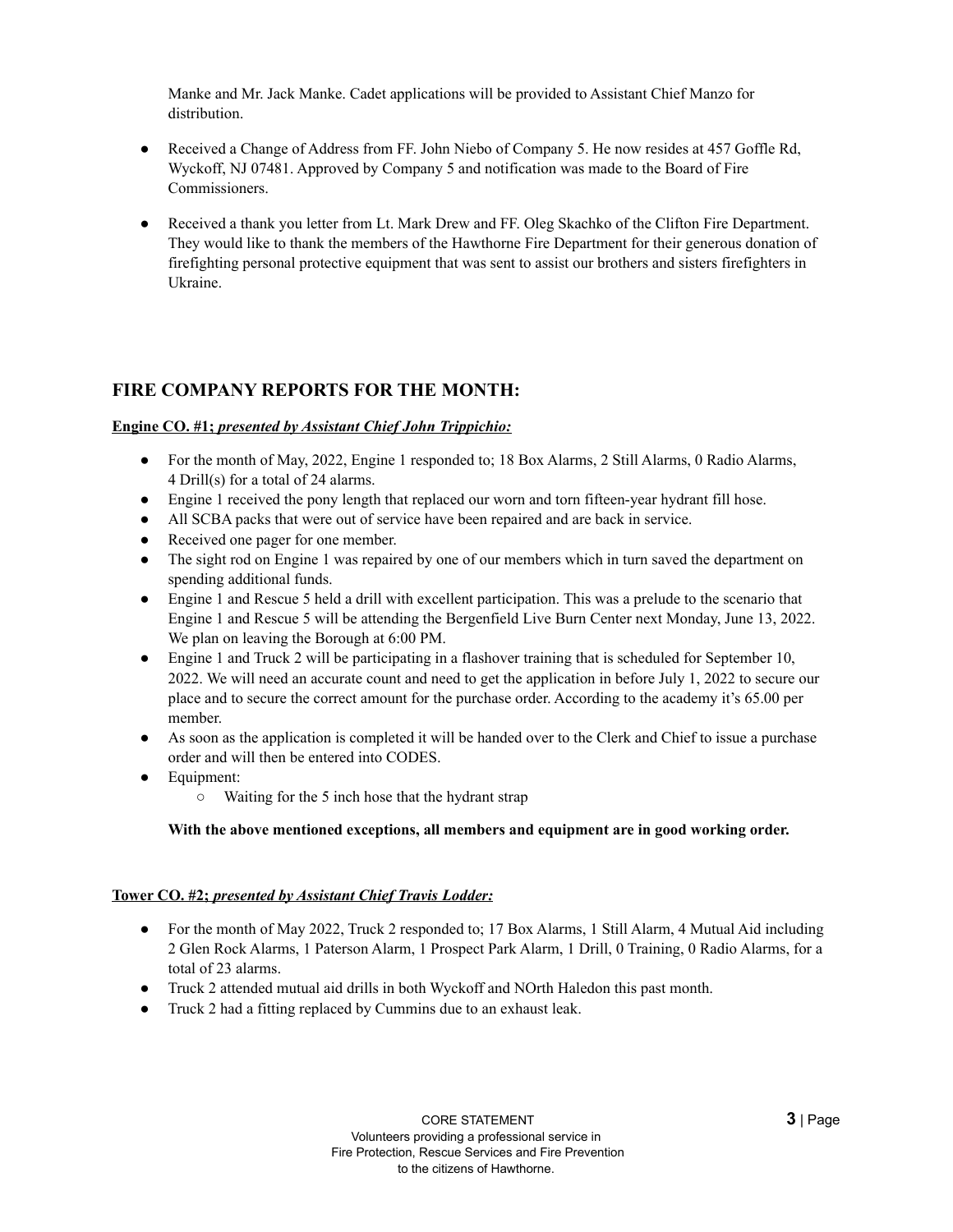Manke and Mr. Jack Manke. Cadet applications will be provided to Assistant Chief Manzo for distribution.

- Received a Change of Address from FF. John Niebo of Company 5. He now resides at 457 Goffle Rd, Wyckoff, NJ 07481. Approved by Company 5 and notification was made to the Board of Fire Commissioners.

- Received a thank you letter from Lt. Mark Drew and FF. Oleg Skachko of the Clifton Fire Department. They would like to thank the members of the Hawthorne Fire Department for their generous donation of firefighting personal protective equipment that was sent to assist our brothers and sisters firefighters in Ukraine.

## FIRE COMPANY REPORTS FOR THE MONTH:

**Engine CO. #1; *presented by Assistant Chief John Trippichio:***

- For the month of May, 2022, Engine 1 responded to; 18 Box Alarms, 2 Still Alarms, 0 Radio Alarms, 4 Drill(s) for a total of 24 alarms.
- Engine 1 received the pony length that replaced our worn and torn fifteen-year hydrant fill hose.
- All SCBA packs that were out of service have been repaired and are back in service.
- Received one pager for one member.
- The sight rod on Engine 1 was repaired by one of our members which in turn saved the department on spending additional funds.
- Engine 1 and Rescue 5 held a drill with excellent participation. This was a prelude to the scenario that Engine 1 and Rescue 5 will be attending the Bergenfield Live Burn Center next Monday, June 13, 2022. We plan on leaving the Borough at 6:00 PM.
- Engine 1 and Truck 2 will be participating in a flashover training that is scheduled for September 10, 2022. We will need an accurate count and need to get the application in before July 1, 2022 to secure our place and to secure the correct amount for the purchase order. According to the academy it's 65.00 per member.
- As soon as the application is completed it will be handed over to the Clerk and Chief to issue a purchase order and will then be entered into CODES.
- Equipment:
  - Waiting for the 5 inch hose that the hydrant strap

**With the above mentioned exceptions, all members and equipment are in good working order.**

**Tower CO. #2; *presented by Assistant Chief Travis Lodder:***

- For the month of May 2022, Truck 2 responded to; 17 Box Alarms, 1 Still Alarm, 4 Mutual Aid including 2 Glen Rock Alarms, 1 Paterson Alarm, 1 Prospect Park Alarm, 1 Drill, 0 Training, 0 Radio Alarms, for a total of 23 alarms.
- Truck 2 attended mutual aid drills in both Wyckoff and NOrth Haledon this past month.
- Truck 2 had a fitting replaced by Cummins due to an exhaust leak.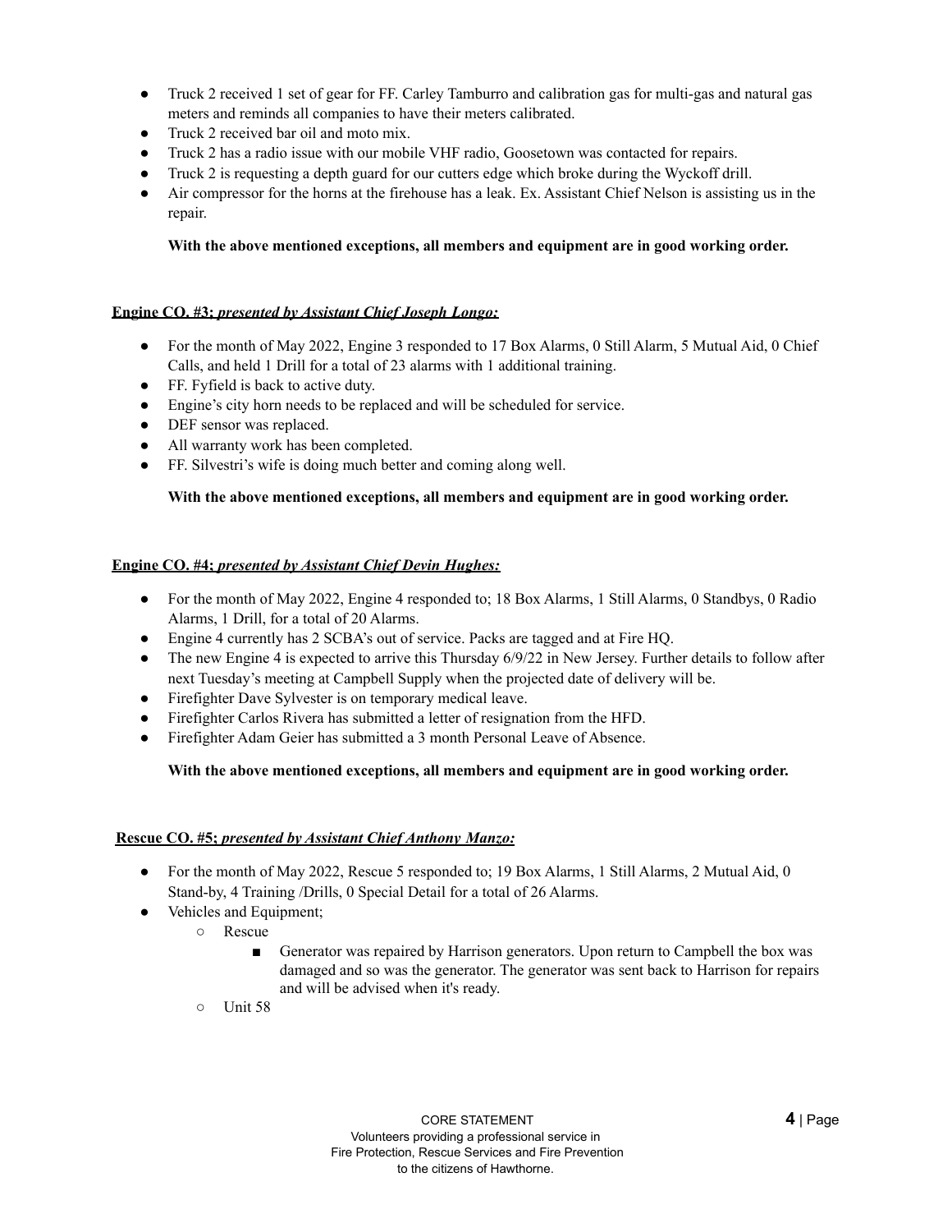- Truck 2 received 1 set of gear for FF. Carley Tamburro and calibration gas for multi-gas and natural gas meters and reminds all companies to have their meters calibrated.
- Truck 2 received bar oil and moto mix.
- Truck 2 has a radio issue with our mobile VHF radio, Goosetown was contacted for repairs.
- Truck 2 is requesting a depth guard for our cutters edge which broke during the Wyckoff drill.
- Air compressor for the horns at the firehouse has a leak. Ex. Assistant Chief Nelson is assisting us in the repair.

**With the above mentioned exceptions, all members and equipment are in good working order.**

**Engine CO. #3; *presented by Assistant Chief Joseph Longo:***

- For the month of May 2022, Engine 3 responded to 17 Box Alarms, 0 Still Alarm, 5 Mutual Aid, 0 Chief Calls, and held 1 Drill for a total of 23 alarms with 1 additional training.
- FF. Fyfield is back to active duty.
- Engine's city horn needs to be replaced and will be scheduled for service.
- DEF sensor was replaced.
- All warranty work has been completed.
- FF. Silvestri's wife is doing much better and coming along well.

**With the above mentioned exceptions, all members and equipment are in good working order.**

**Engine CO. #4; *presented by Assistant Chief Devin Hughes:***

- For the month of May 2022, Engine 4 responded to; 18 Box Alarms, 1 Still Alarms, 0 Standbys, 0 Radio Alarms, 1 Drill, for a total of 20 Alarms.
- Engine 4 currently has 2 SCBA's out of service. Packs are tagged and at Fire HQ.
- The new Engine 4 is expected to arrive this Thursday 6/9/22 in New Jersey. Further details to follow after next Tuesday's meeting at Campbell Supply when the projected date of delivery will be.
- Firefighter Dave Sylvester is on temporary medical leave.
- Firefighter Carlos Rivera has submitted a letter of resignation from the HFD.
- Firefighter Adam Geier has submitted a 3 month Personal Leave of Absence.

**With the above mentioned exceptions, all members and equipment are in good working order.**

**Rescue CO. #5; *presented by Assistant Chief Anthony Manzo:***

- For the month of May 2022, Rescue 5 responded to; 19 Box Alarms, 1 Still Alarms, 2 Mutual Aid, 0 Stand-by, 4 Training /Drills, 0 Special Detail for a total of 26 Alarms.
- Vehicles and Equipment;
  - Rescue
    - Generator was repaired by Harrison generators. Upon return to Campbell the box was damaged and so was the generator. The generator was sent back to Harrison for repairs and will be advised when it's ready.
  - Unit 58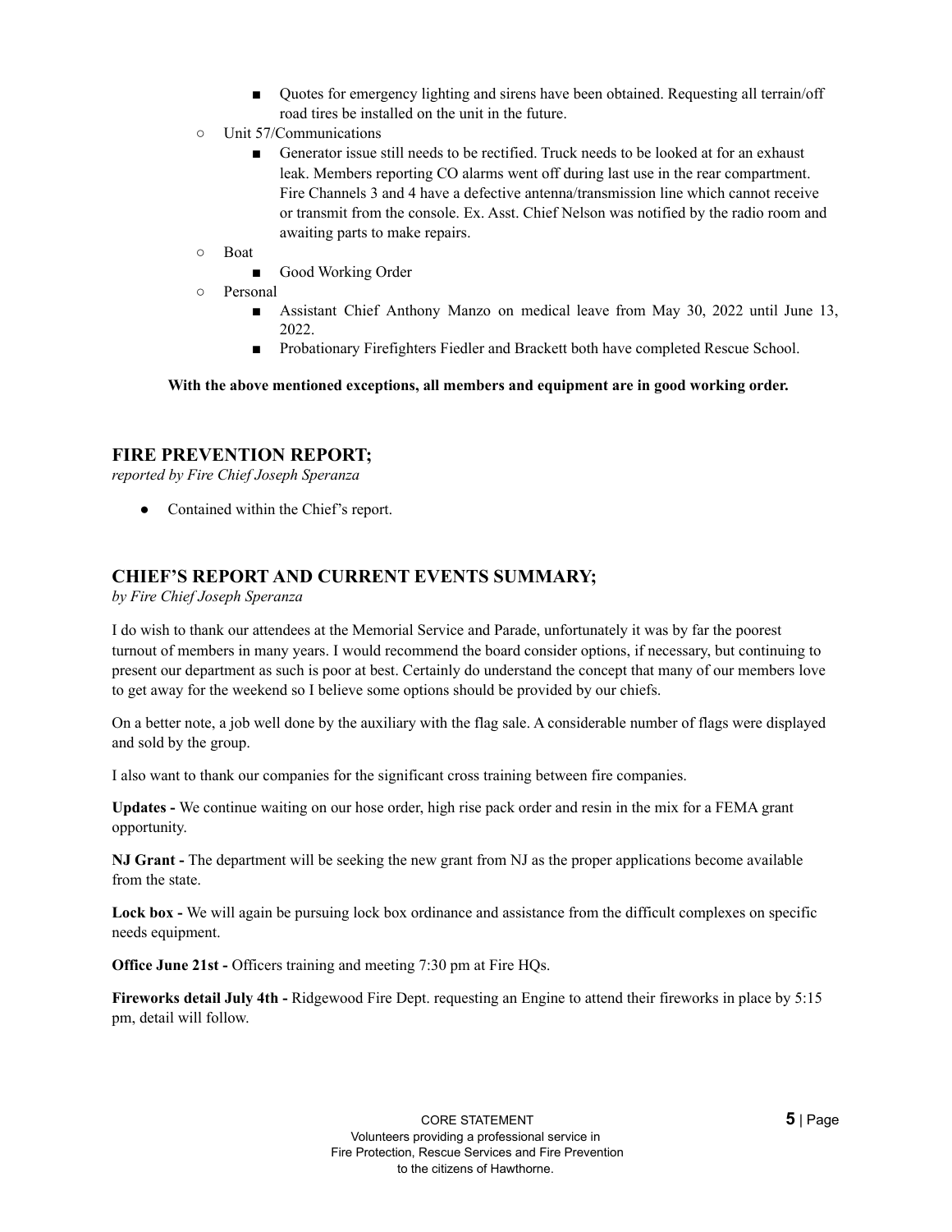- Quotes for emergency lighting and sirens have been obtained. Requesting all terrain/off road tires be installed on the unit in the future.
    - Unit 57/Communications
        - Generator issue still needs to be rectified. Truck needs to be looked at for an exhaust leak. Members reporting CO alarms went off during last use in the rear compartment. Fire Channels 3 and 4 have a defective antenna/transmission line which cannot receive or transmit from the console. Ex. Asst. Chief Nelson was notified by the radio room and awaiting parts to make repairs.
    - Boat
        - Good Working Order
    - Personal
        - Assistant Chief Anthony Manzo on medical leave from May 30, 2022 until June 13, 2022.
        - Probationary Firefighters Fiedler and Brackett both have completed Rescue School.

**With the above mentioned exceptions, all members and equipment are in good working order.**

## FIRE PREVENTION REPORT;

*reported by Fire Chief Joseph Speranza*

- Contained within the Chief's report.

## CHIEF'S REPORT AND CURRENT EVENTS SUMMARY;

*by Fire Chief Joseph Speranza*

I do wish to thank our attendees at the Memorial Service and Parade, unfortunately it was by far the poorest turnout of members in many years. I would recommend the board consider options, if necessary, but continuing to present our department as such is poor at best. Certainly do understand the concept that many of our members love to get away for the weekend so I believe some options should be provided by our chiefs.

On a better note, a job well done by the auxiliary with the flag sale. A considerable number of flags were displayed and sold by the group.

I also want to thank our companies for the significant cross training between fire companies.

**Updates -** We continue waiting on our hose order, high rise pack order and resin in the mix for a FEMA grant opportunity.

**NJ Grant -** The department will be seeking the new grant from NJ as the proper applications become available from the state.

**Lock box -** We will again be pursuing lock box ordinance and assistance from the difficult complexes on specific needs equipment.

**Office June 21st -** Officers training and meeting 7:30 pm at Fire HQs.

**Fireworks detail July 4th -** Ridgewood Fire Dept. requesting an Engine to attend their fireworks in place by 5:15 pm, detail will follow.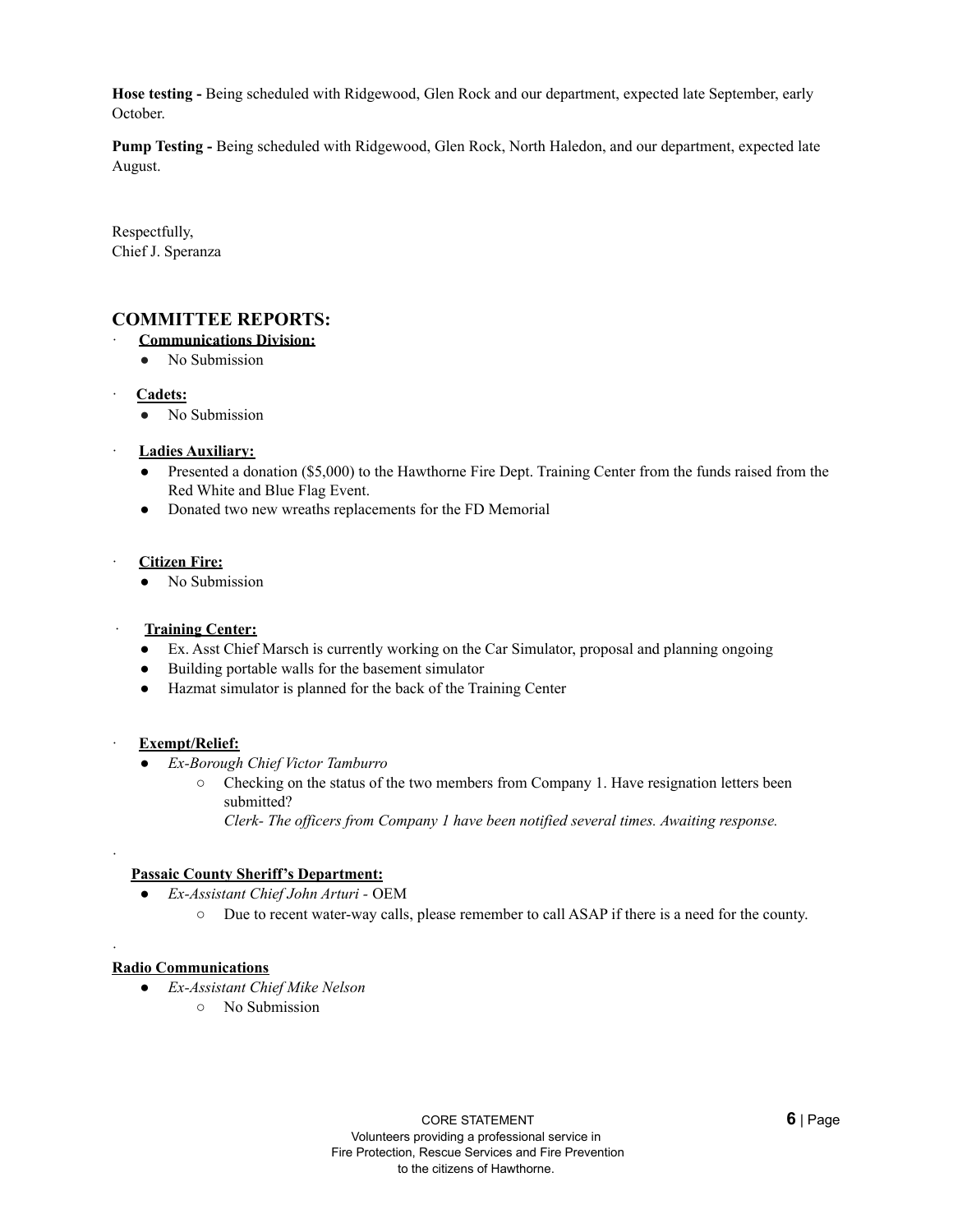**Hose testing -** Being scheduled with Ridgewood, Glen Rock and our department, expected late September, early October.

**Pump Testing -** Being scheduled with Ridgewood, Glen Rock, North Haledon, and our department, expected late August.

Respectfully,
Chief J. Speranza

## COMMITTEE REPORTS:

- **Communications Division:**
  - No Submission

- **Cadets:**
  - No Submission

- **Ladies Auxiliary:**
  - Presented a donation ($5,000) to the Hawthorne Fire Dept. Training Center from the funds raised from the Red White and Blue Flag Event.
  - Donated two new wreaths replacements for the FD Memorial

- **Citizen Fire:**
  - No Submission

- **Training Center:**
  - Ex. Asst Chief Marsch is currently working on the Car Simulator, proposal and planning ongoing
  - Building portable walls for the basement simulator
  - Hazmat simulator is planned for the back of the Training Center

- **Exempt/Relief:**
  - *Ex-Borough Chief Victor Tamburro*
    - Checking on the status of the two members from Company 1. Have resignation letters been submitted?
      *Clerk- The officers from Company 1 have been notified several times. Awaiting response.*

**Passaic County Sheriff's Department:**

- *Ex-Assistant Chief John Arturi* - OEM
  - Due to recent water-way calls, please remember to call ASAP if there is a need for the county.

**Radio Communications**

- *Ex-Assistant Chief Mike Nelson*
  - No Submission

CORE STATEMENT
Volunteers providing a professional service in
Fire Protection, Rescue Services and Fire Prevention
to the citizens of Hawthorne.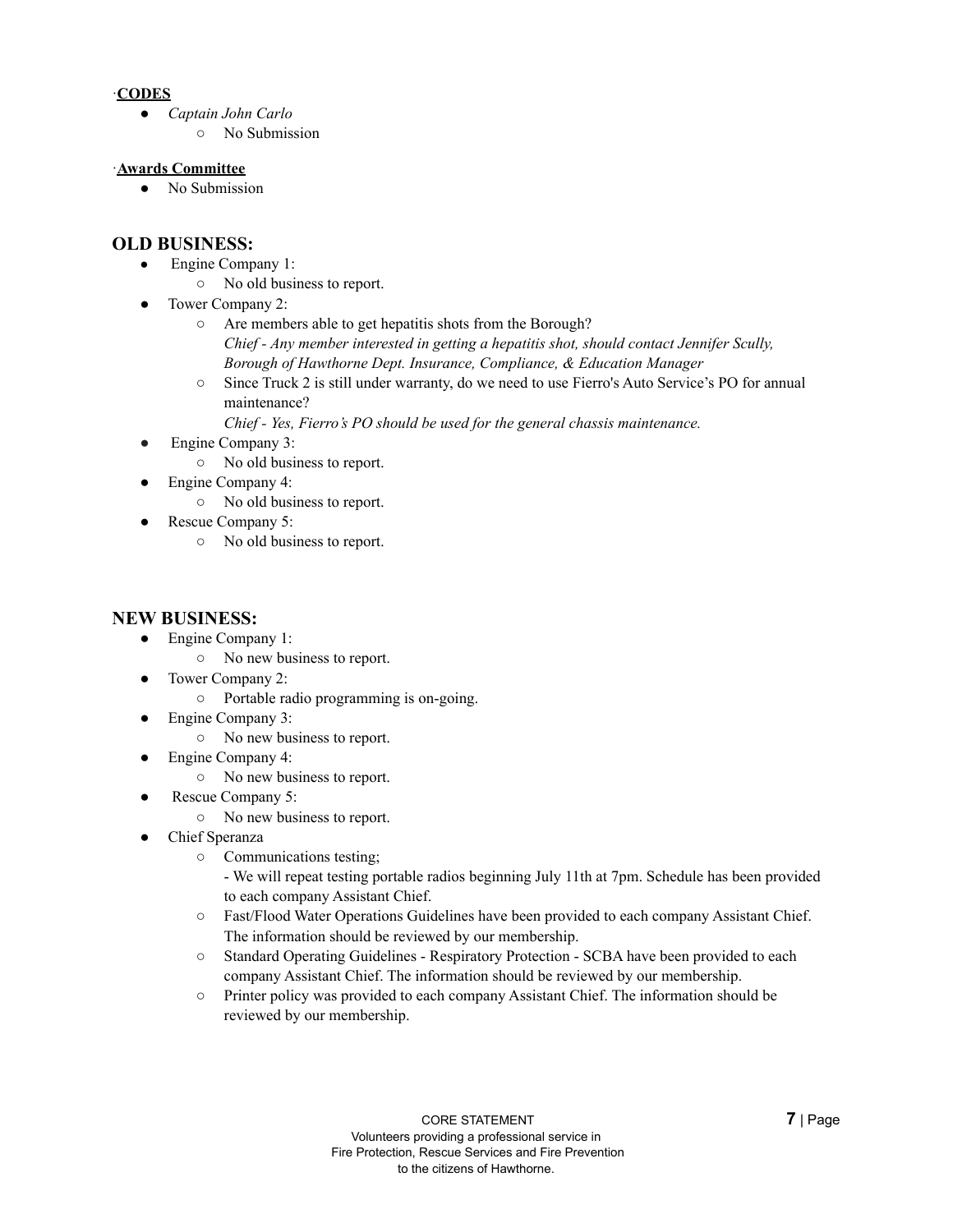·**CODES**

- *Captain John Carlo*
    - No Submission

·**Awards Committee**

- No Submission

## OLD BUSINESS:

- Engine Company 1:
    - No old business to report.
- Tower Company 2:
    - Are members able to get hepatitis shots from the Borough?
      *Chief - Any member interested in getting a hepatitis shot, should contact Jennifer Scully, Borough of Hawthorne Dept. Insurance, Compliance, & Education Manager*
    - Since Truck 2 is still under warranty, do we need to use Fierro's Auto Service's PO for annual maintenance?
      *Chief - Yes, Fierro's PO should be used for the general chassis maintenance.*
- Engine Company 3:
    - No old business to report.
- Engine Company 4:
    - No old business to report.
- Rescue Company 5:
    - No old business to report.

## NEW BUSINESS:

- Engine Company 1:
    - No new business to report.
- Tower Company 2:
    - Portable radio programming is on-going.
- Engine Company 3:
    - No new business to report.
- Engine Company 4:
    - No new business to report.
- Rescue Company 5:
    - No new business to report.
- Chief Speranza
    - Communications testing;
      - We will repeat testing portable radios beginning July 11th at 7pm. Schedule has been provided to each company Assistant Chief.
    - Fast/Flood Water Operations Guidelines have been provided to each company Assistant Chief. The information should be reviewed by our membership.
    - Standard Operating Guidelines - Respiratory Protection - SCBA have been provided to each company Assistant Chief. The information should be reviewed by our membership.
    - Printer policy was provided to each company Assistant Chief. The information should be reviewed by our membership.

CORE STATEMENT
Volunteers providing a professional service in
Fire Protection, Rescue Services and Fire Prevention
to the citizens of Hawthorne.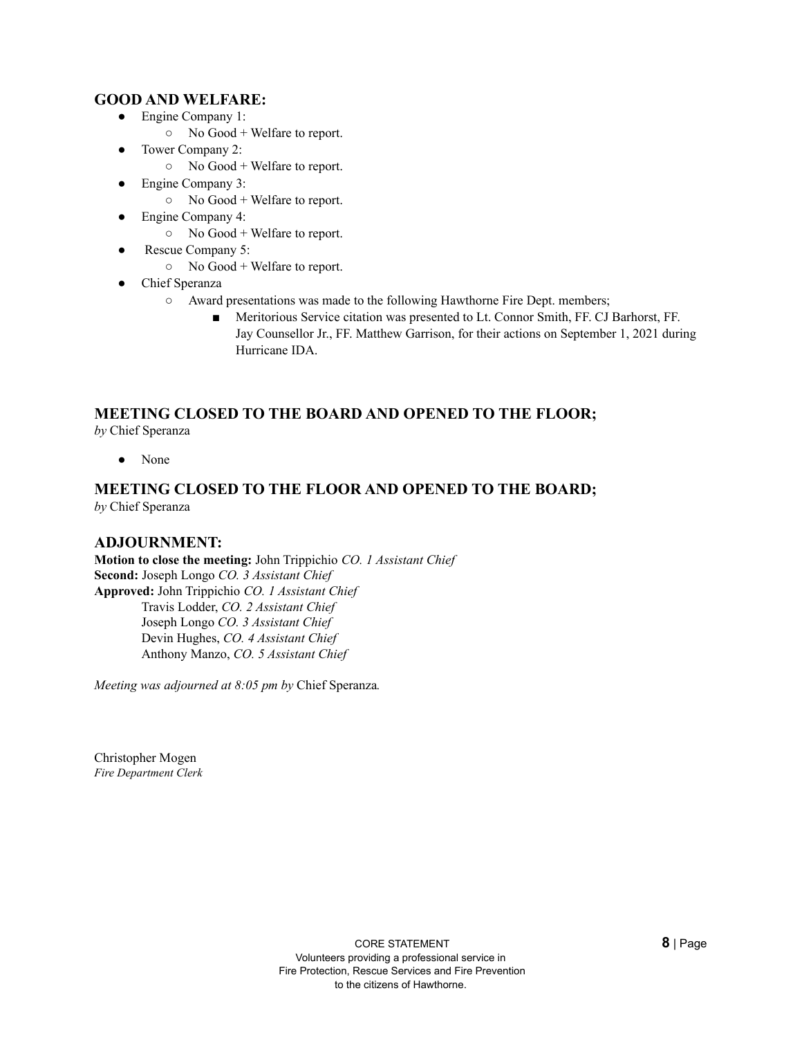## GOOD AND WELFARE:

- Engine Company 1:
  - No Good + Welfare to report.
- Tower Company 2:
  - No Good + Welfare to report.
- Engine Company 3:
  - No Good + Welfare to report.
- Engine Company 4:
  - No Good + Welfare to report.
- Rescue Company 5:
  - No Good + Welfare to report.
- Chief Speranza
  - Award presentations was made to the following Hawthorne Fire Dept. members;
    - Meritorious Service citation was presented to Lt. Connor Smith, FF. CJ Barhorst, FF. Jay Counsellor Jr., FF. Matthew Garrison, for their actions on September 1, 2021 during Hurricane IDA.

## MEETING CLOSED TO THE BOARD AND OPENED TO THE FLOOR;

*by* Chief Speranza

- None

## MEETING CLOSED TO THE FLOOR AND OPENED TO THE BOARD;

*by* Chief Speranza

## ADJOURNMENT:

**Motion to close the meeting:** John Trippichio *CO. 1 Assistant Chief*
**Second:** Joseph Longo *CO. 3 Assistant Chief*
**Approved:** John Trippichio *CO. 1 Assistant Chief*
Travis Lodder, *CO. 2 Assistant Chief*
Joseph Longo *CO. 3 Assistant Chief*
Devin Hughes, *CO. 4 Assistant Chief*
Anthony Manzo, *CO. 5 Assistant Chief*

*Meeting was adjourned at 8:05 pm by* Chief Speranza*.*

Christopher Mogen
*Fire Department Clerk*

CORE STATEMENT
Volunteers providing a professional service in
Fire Protection, Rescue Services and Fire Prevention
to the citizens of Hawthorne.